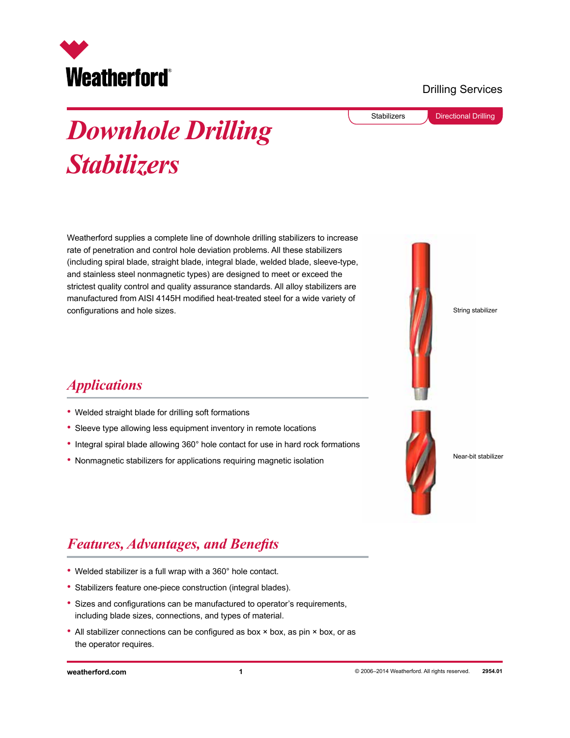Drilling Services

Stabilizers | Directional Drilling

# Downhole Drilling Stabilizers

Weatherford supplies a complete line of downhole drilling stabilizers to increase rate of penetration and control hole deviation problems. All these stabilizers (including spiral blade, straight blade, integral blade, welded blade, sleeve-type, and stainless steel nonmagnetic types) are designed to meet or exceed the strictest quality control and quality assurance standards. All alloy stabilizers are manufactured from AISI 4145H modified heat-treated steel for a wide variety of configurations and hole sizes.

String stabilizer

Near-bit stabilizer

## Applications

- Welded straight blade for drilling soft formations
- Sleeve type allowing less equipment inventory in remote locations
- Integral spiral blade allowing 360° hole contact for use in hard rock formations
- Nonmagnetic stabilizers for applications requiring magnetic isolation

## Features, Advantages, and Benefits

- Welded stabilizer is a full wrap with a 360° hole contact.
- Stabilizers feature one-piece construction (integral blades).
- Sizes and configurations can be manufactured to operator's requirements, including blade sizes, connections, and types of material.
- All stabilizer connections can be configured as box × box, as pin × box, or as the operator requires.

weatherford.com © 2006–2014 Weatherford. All rights reserved. 2954.01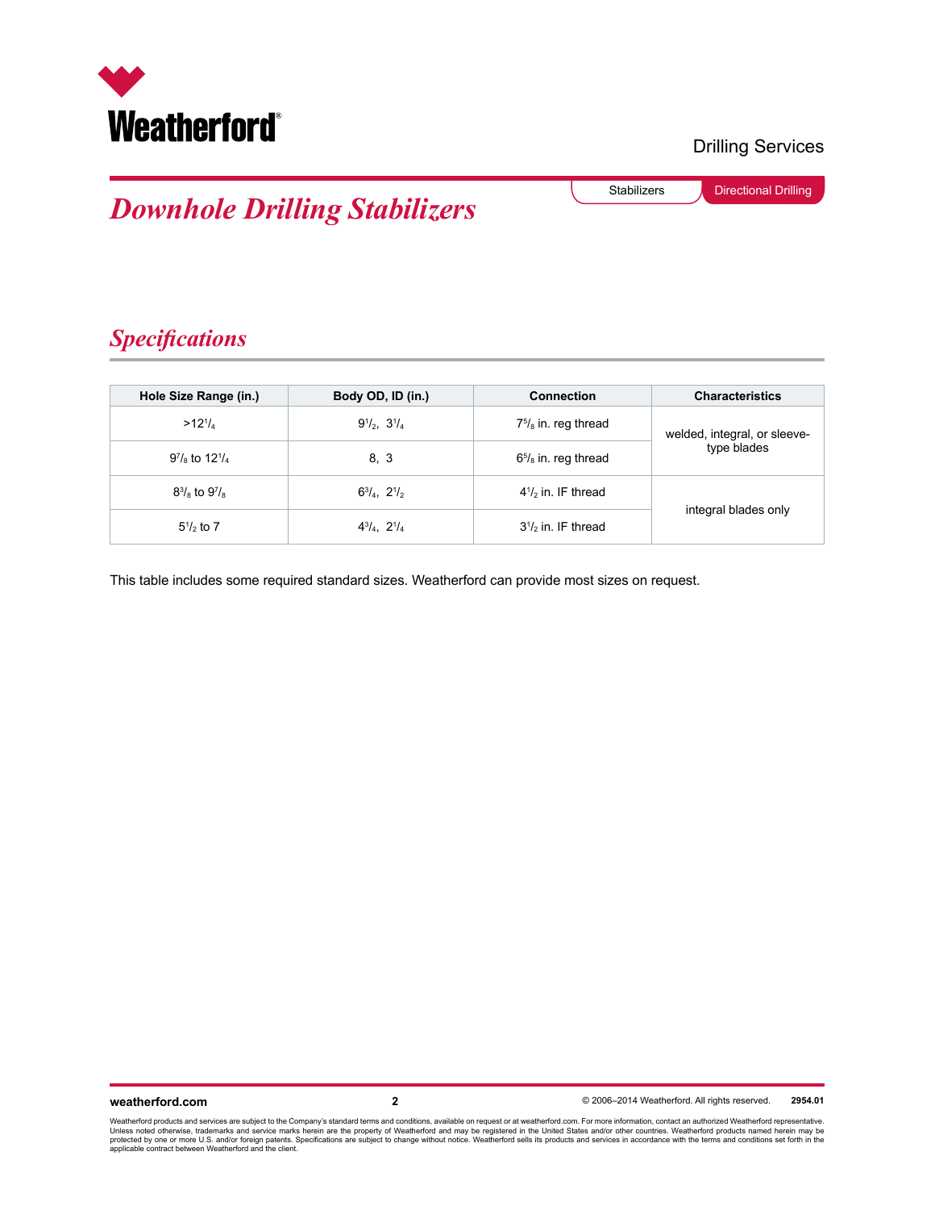# Downhole Drilling Stabilizers

## Specifications

| Hole Size Range (in.) | Body OD, ID (in.) | Connection | Characteristics |
|---|---|---|---|
| >12 1/4 | 9 1/2, 3 1/4 | 7 5/8 in. reg thread | welded, integral, or sleeve-type blades |
| 9 7/8 to 12 1/4 | 8, 3 | 6 5/8 in. reg thread | |
| 8 3/8 to 9 7/8 | 6 3/4, 2 1/2 | 4 1/2 in. IF thread | integral blades only |
| 5 1/2 to 7 | 4 3/4, 2 1/4 | 3 1/2 in. IF thread | |

This table includes some required standard sizes. Weatherford can provide most sizes on request.

weatherford.com

© 2006–2014 Weatherford. All rights reserved. 2954.01

Weatherford products and services are subject to the Company's standard terms and conditions, available on request or at weatherford.com. For more information, contact an authorized Weatherford representative. Unless noted otherwise, trademarks and service marks herein are the property of Weatherford and may be registered in the United States and/or other countries. Weatherford products named herein may be protected by one or more U.S. and/or foreign patents. Specifications are subject to change without notice. Weatherford sells its products and services in accordance with the terms and conditions set forth in the applicable contract between Weatherford and the client.